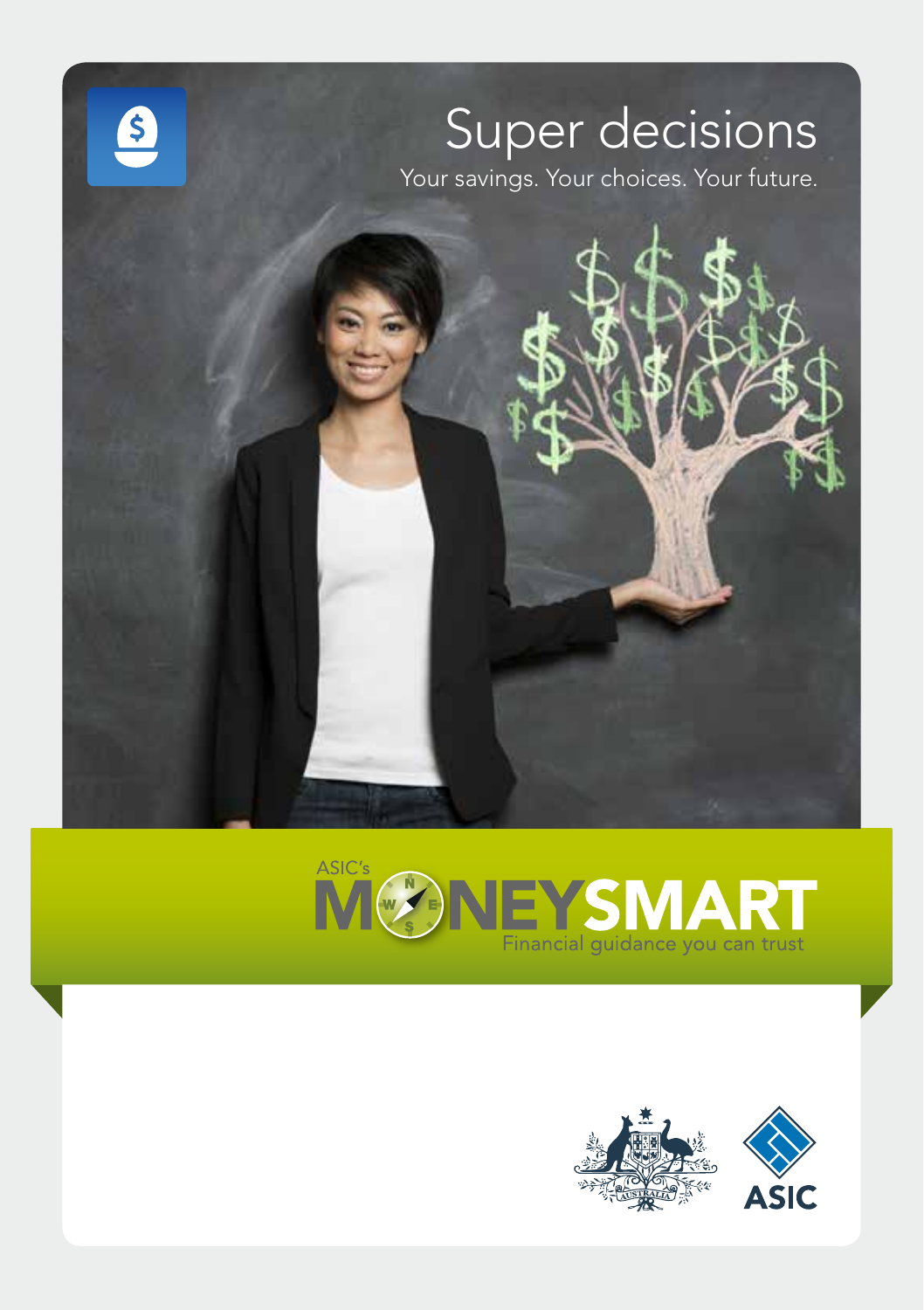# Super decisions

Your savings. Your choices. Your future.

ASIC's MONEYSMART

Financial guidance you can trust

ASIC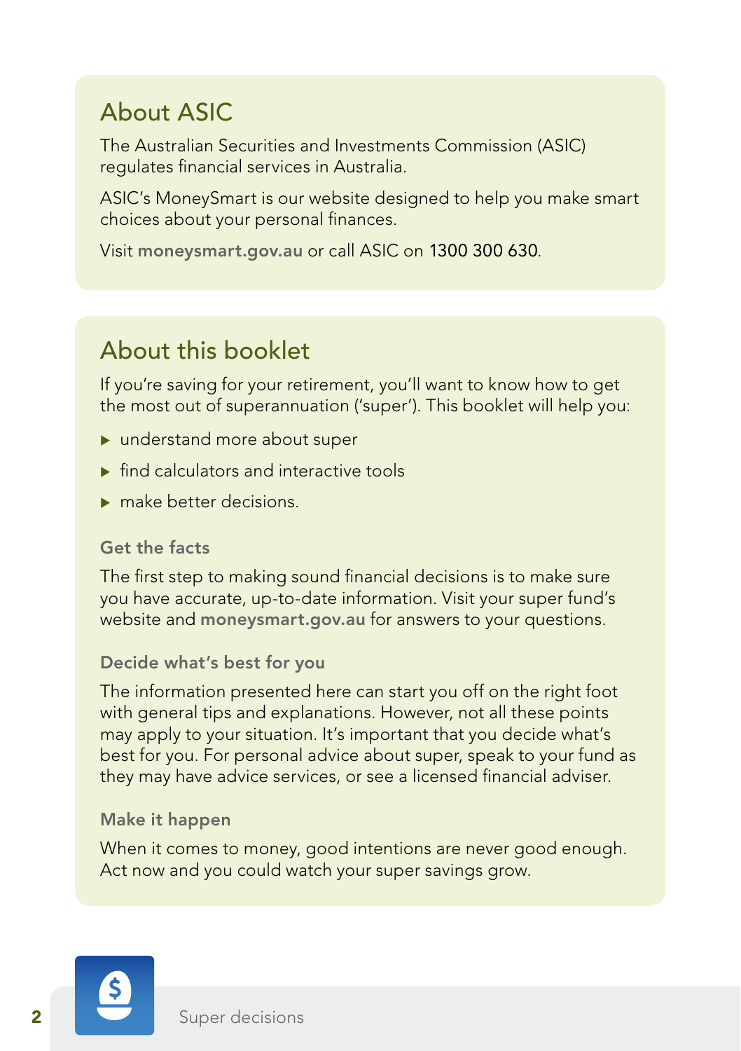## About ASIC

The Australian Securities and Investments Commission (ASIC) regulates financial services in Australia.

ASIC's MoneySmart is our website designed to help you make smart choices about your personal finances.

Visit **moneysmart.gov.au** or call ASIC on 1300 300 630.

## About this booklet

If you're saving for your retirement, you'll want to know how to get the most out of superannuation ('super'). This booklet will help you:

- understand more about super
- find calculators and interactive tools
- make better decisions.

### Get the facts

The first step to making sound financial decisions is to make sure you have accurate, up-to-date information. Visit your super fund's website and **moneysmart.gov.au** for answers to your questions.

### Decide what's best for you

The information presented here can start you off on the right foot with general tips and explanations. However, not all these points may apply to your situation. It's important that you decide what's best for you. For personal advice about super, speak to your fund as they may have advice services, or see a licensed financial adviser.

### Make it happen

When it comes to money, good intentions are never good enough. Act now and you could watch your super savings grow.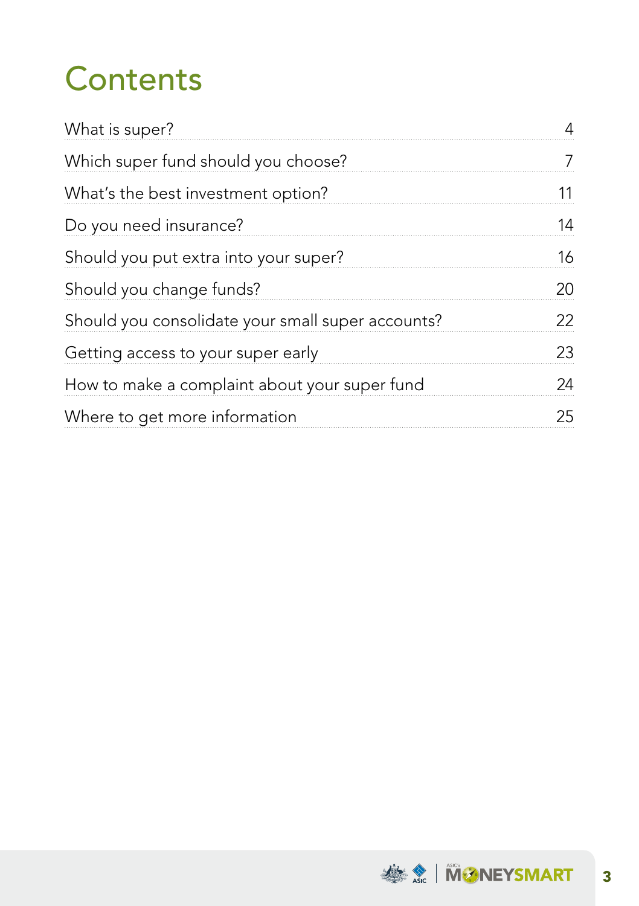# Contents

| | |
|---|---|
| What is super? | 4 |
| Which super fund should you choose? | 7 |
| What's the best investment option? | 11 |
| Do you need insurance? | 14 |
| Should you put extra into your super? | 16 |
| Should you change funds? | 20 |
| Should you consolidate your small super accounts? | 22 |
| Getting access to your super early | 23 |
| How to make a complaint about your super fund | 24 |
| Where to get more information | 25 |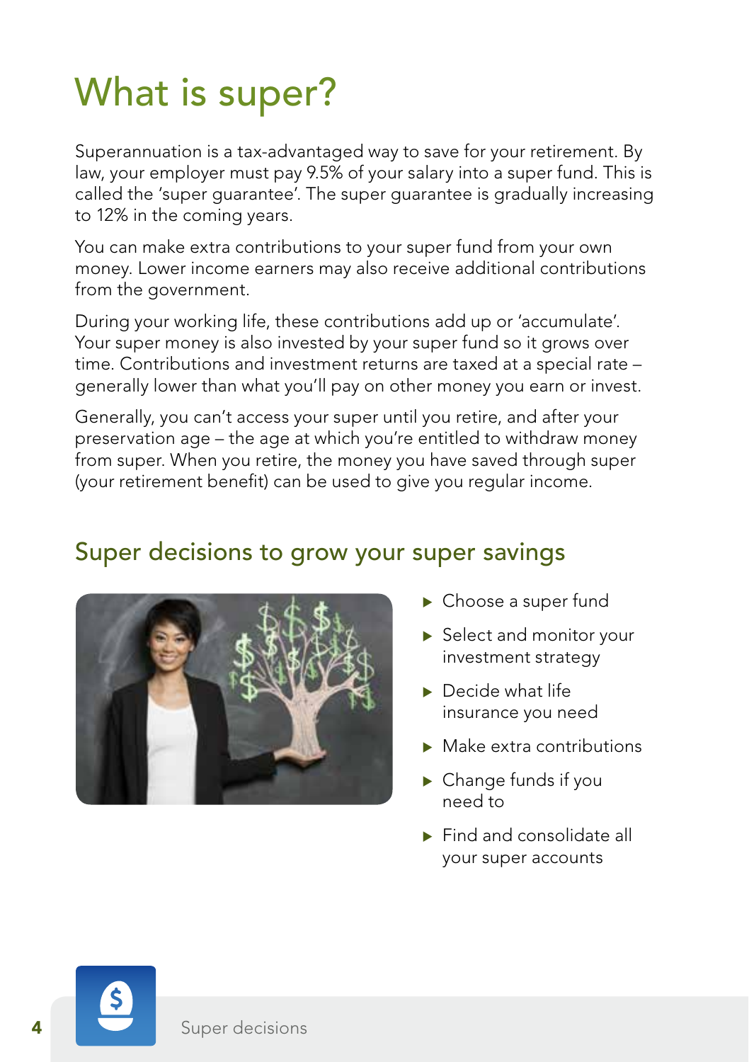# What is super?

Superannuation is a tax-advantaged way to save for your retirement. By law, your employer must pay 9.5% of your salary into a super fund. This is called the 'super guarantee'. The super guarantee is gradually increasing to 12% in the coming years.

You can make extra contributions to your super fund from your own money. Lower income earners may also receive additional contributions from the government.

During your working life, these contributions add up or 'accumulate'. Your super money is also invested by your super fund so it grows over time. Contributions and investment returns are taxed at a special rate – generally lower than what you'll pay on other money you earn or invest.

Generally, you can't access your super until you retire, and after your preservation age – the age at which you're entitled to withdraw money from super. When you retire, the money you have saved through super (your retirement benefit) can be used to give you regular income.

## Super decisions to grow your super savings

- Choose a super fund
- Select and monitor your investment strategy
- Decide what life insurance you need
- Make extra contributions
- Change funds if you need to
- Find and consolidate all your super accounts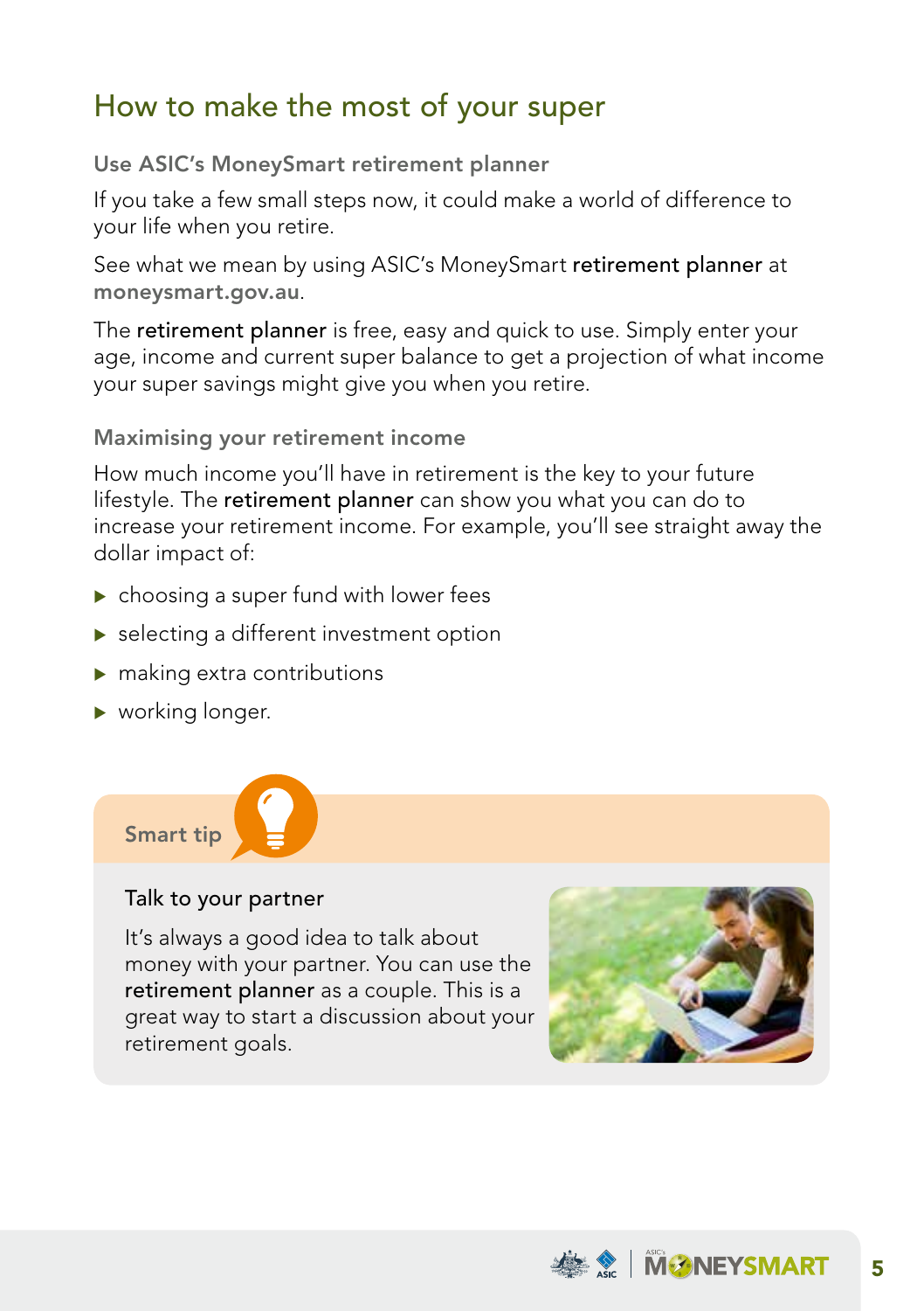# How to make the most of your super

### Use ASIC's MoneySmart retirement planner

If you take a few small steps now, it could make a world of difference to your life when you retire.

See what we mean by using ASIC's MoneySmart **retirement planner** at **moneysmart.gov.au**.

The **retirement planner** is free, easy and quick to use. Simply enter your age, income and current super balance to get a projection of what income your super savings might give you when you retire.

### Maximising your retirement income

How much income you'll have in retirement is the key to your future lifestyle. The **retirement planner** can show you what you can do to increase your retirement income. For example, you'll see straight away the dollar impact of:

- choosing a super fund with lower fees
- selecting a different investment option
- making extra contributions
- working longer.

**Smart tip**

**Talk to your partner**

It's always a good idea to talk about money with your partner. You can use the **retirement planner** as a couple. This is a great way to start a discussion about your retirement goals.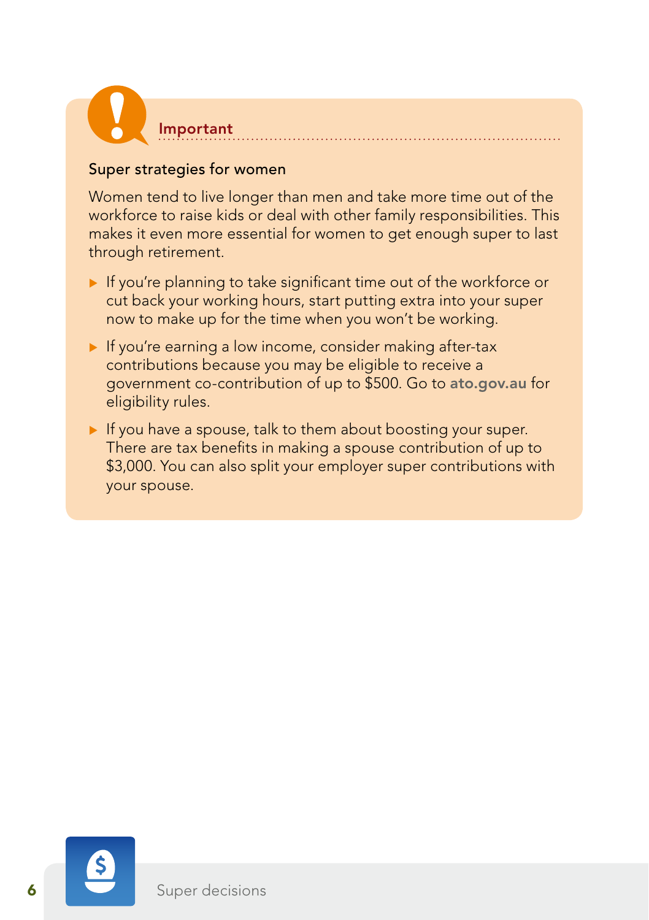**Important**

### Super strategies for women

Women tend to live longer than men and take more time out of the workforce to raise kids or deal with other family responsibilities. This makes it even more essential for women to get enough super to last through retirement.

- If you're planning to take significant time out of the workforce or cut back your working hours, start putting extra into your super now to make up for the time when you won't be working.
- If you're earning a low income, consider making after-tax contributions because you may be eligible to receive a government co-contribution of up to $500. Go to **ato.gov.au** for eligibility rules.
- If you have a spouse, talk to them about boosting your super. There are tax benefits in making a spouse contribution of up to $3,000. You can also split your employer super contributions with your spouse.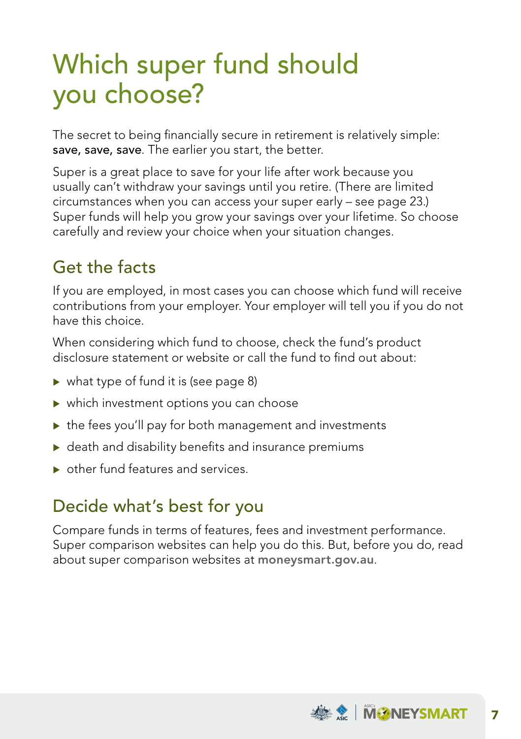# Which super fund should you choose?

The secret to being financially secure in retirement is relatively simple: **save, save, save**. The earlier you start, the better.

Super is a great place to save for your life after work because you usually can't withdraw your savings until you retire. (There are limited circumstances when you can access your super early – see page 23.) Super funds will help you grow your savings over your lifetime. So choose carefully and review your choice when your situation changes.

## Get the facts

If you are employed, in most cases you can choose which fund will receive contributions from your employer. Your employer will tell you if you do not have this choice.

When considering which fund to choose, check the fund's product disclosure statement or website or call the fund to find out about:

- what type of fund it is (see page 8)
- which investment options you can choose
- the fees you'll pay for both management and investments
- death and disability benefits and insurance premiums
- other fund features and services.

## Decide what's best for you

Compare funds in terms of features, fees and investment performance. Super comparison websites can help you do this. But, before you do, read about super comparison websites at **moneysmart.gov.au**.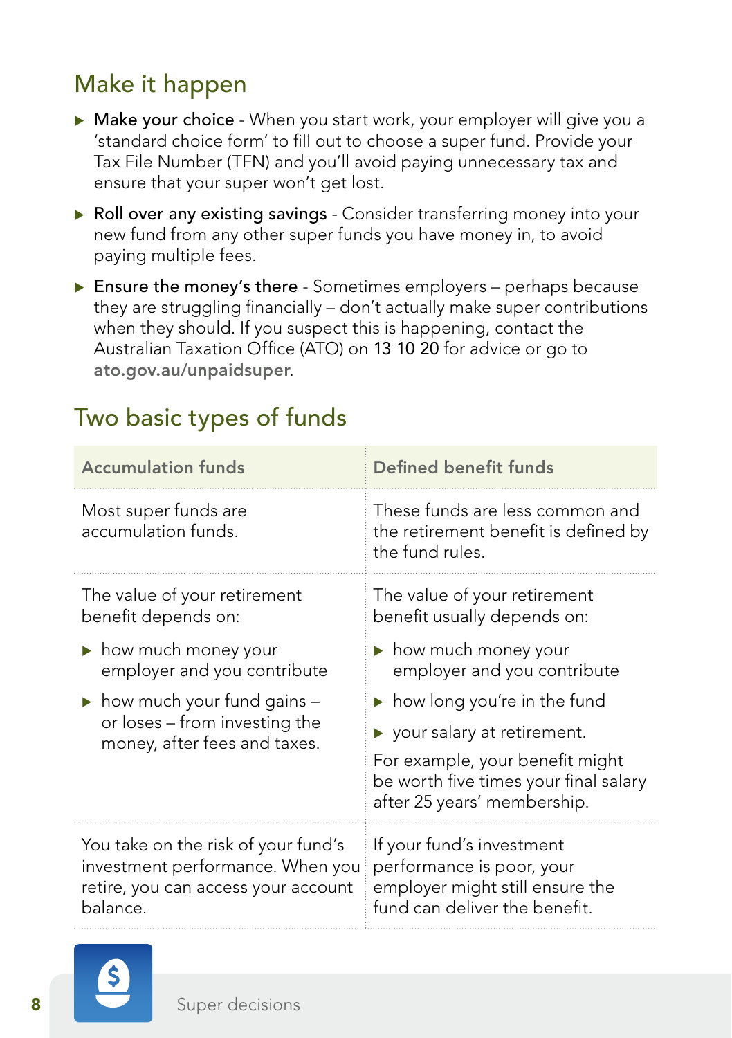## Make it happen

- **Make your choice** - When you start work, your employer will give you a 'standard choice form' to fill out to choose a super fund. Provide your Tax File Number (TFN) and you'll avoid paying unnecessary tax and ensure that your super won't get lost.
- **Roll over any existing savings** - Consider transferring money into your new fund from any other super funds you have money in, to avoid paying multiple fees.
- **Ensure the money's there** - Sometimes employers – perhaps because they are struggling financially – don't actually make super contributions when they should. If you suspect this is happening, contact the Australian Taxation Office (ATO) on **13 10 20** for advice or go to **ato.gov.au/unpaidsuper**.

## Two basic types of funds

| Accumulation funds | Defined benefit funds |
|---|---|
| Most super funds are accumulation funds. | These funds are less common and the retirement benefit is defined by the fund rules. |
| The value of your retirement benefit depends on:<br>▶ how much money your employer and you contribute<br>▶ how much your fund gains – or loses – from investing the money, after fees and taxes. | The value of your retirement benefit usually depends on:<br>▶ how much money your employer and you contribute<br>▶ how long you're in the fund<br>▶ your salary at retirement.<br>For example, your benefit might be worth five times your final salary after 25 years' membership. |
| You take on the risk of your fund's investment performance. When you retire, you can access your account balance. | If your fund's investment performance is poor, your employer might still ensure the fund can deliver the benefit. |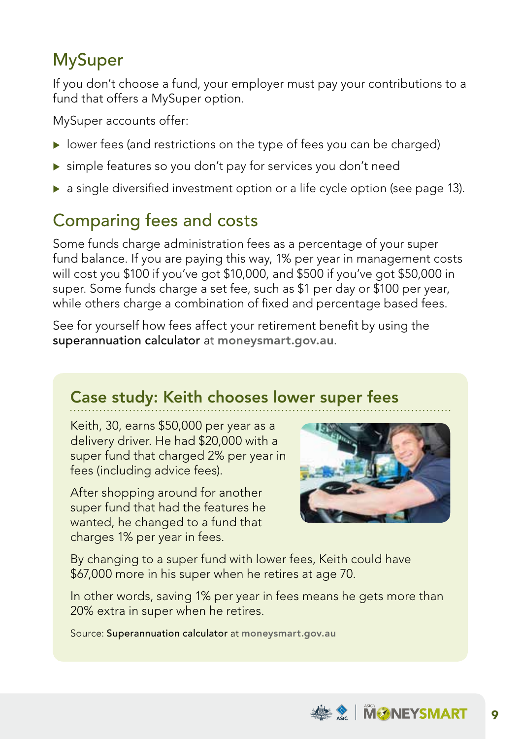## MySuper

If you don't choose a fund, your employer must pay your contributions to a fund that offers a MySuper option.

MySuper accounts offer:

- lower fees (and restrictions on the type of fees you can be charged)
- simple features so you don't pay for services you don't need
- a single diversified investment option or a life cycle option (see page 13).

## Comparing fees and costs

Some funds charge administration fees as a percentage of your super fund balance. If you are paying this way, 1% per year in management costs will cost you $100 if you've got $10,000, and $500 if you've got $50,000 in super. Some funds charge a set fee, such as $1 per day or $100 per year, while others charge a combination of fixed and percentage based fees.

See for yourself how fees affect your retirement benefit by using the superannuation calculator at **moneysmart.gov.au**.

### Case study: Keith chooses lower super fees

Keith, 30, earns $50,000 per year as a delivery driver. He had $20,000 with a super fund that charged 2% per year in fees (including advice fees).

After shopping around for another super fund that had the features he wanted, he changed to a fund that charges 1% per year in fees.

By changing to a super fund with lower fees, Keith could have $67,000 more in his super when he retires at age 70.

In other words, saving 1% per year in fees means he gets more than 20% extra in super when he retires.

Source: Superannuation calculator at **moneysmart.gov.au**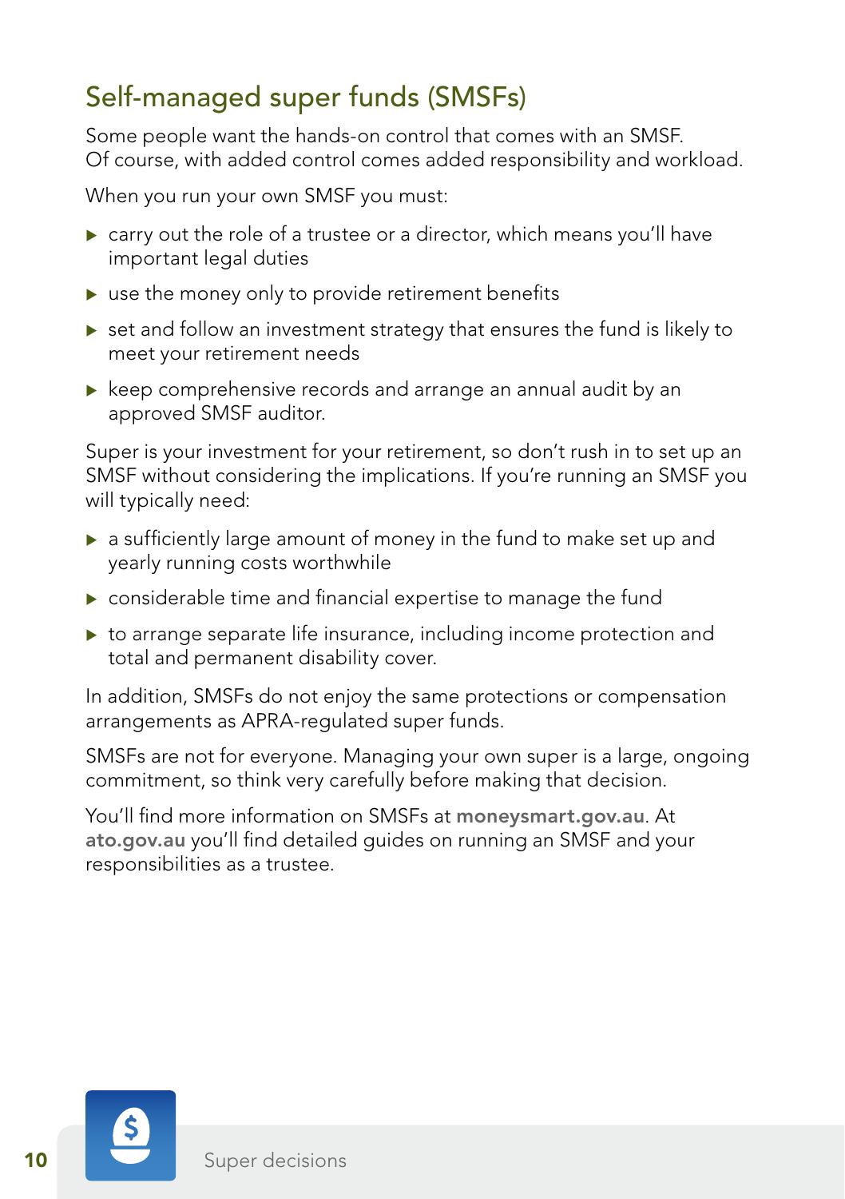## Self-managed super funds (SMSFs)

Some people want the hands-on control that comes with an SMSF. Of course, with added control comes added responsibility and workload.

When you run your own SMSF you must:

- carry out the role of a trustee or a director, which means you'll have important legal duties
- use the money only to provide retirement benefits
- set and follow an investment strategy that ensures the fund is likely to meet your retirement needs
- keep comprehensive records and arrange an annual audit by an approved SMSF auditor.

Super is your investment for your retirement, so don't rush in to set up an SMSF without considering the implications. If you're running an SMSF you will typically need:

- a sufficiently large amount of money in the fund to make set up and yearly running costs worthwhile
- considerable time and financial expertise to manage the fund
- to arrange separate life insurance, including income protection and total and permanent disability cover.

In addition, SMSFs do not enjoy the same protections or compensation arrangements as APRA-regulated super funds.

SMSFs are not for everyone. Managing your own super is a large, ongoing commitment, so think very carefully before making that decision.

You'll find more information on SMSFs at **moneysmart.gov.au**. At **ato.gov.au** you'll find detailed guides on running an SMSF and your responsibilities as a trustee.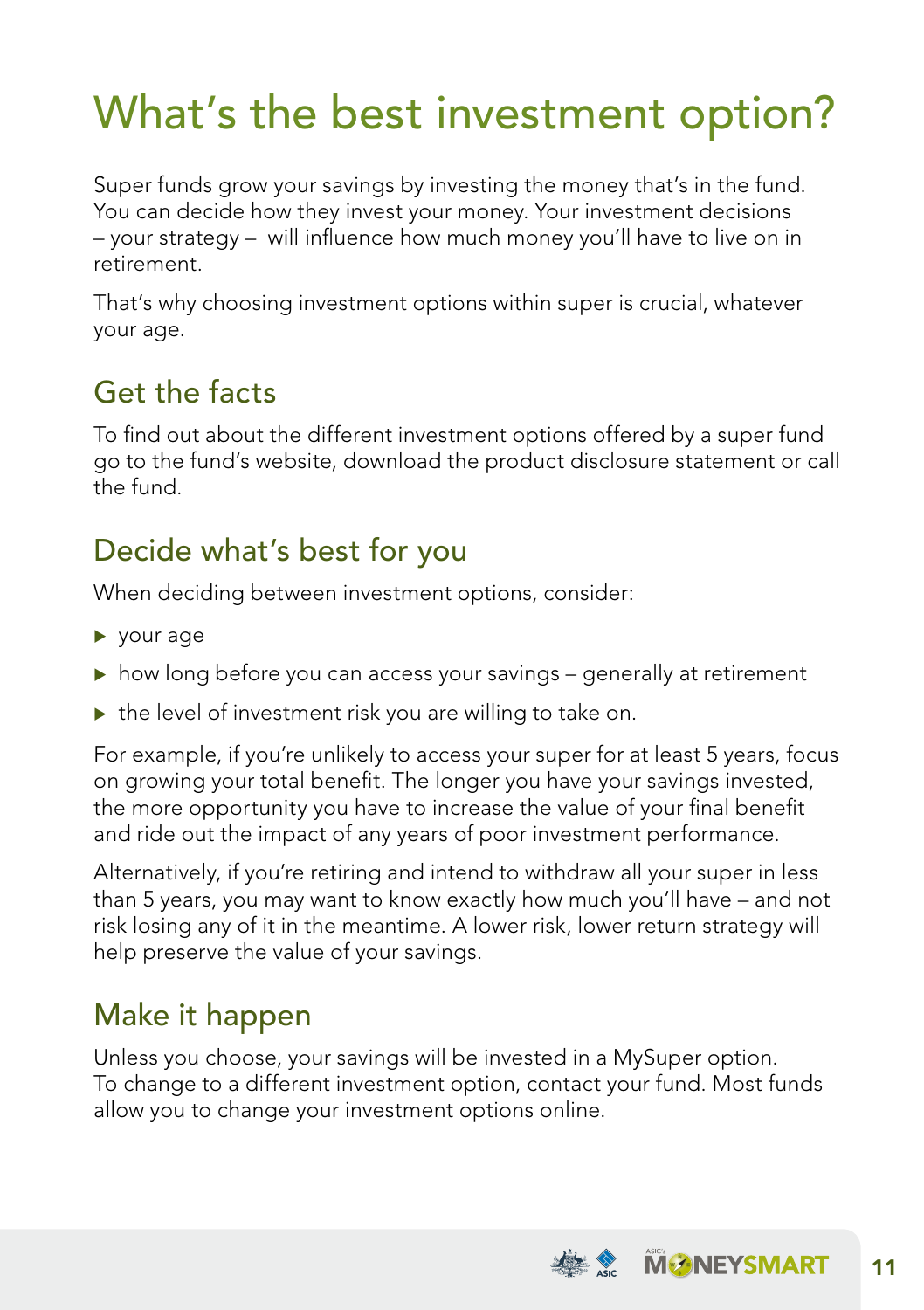# What's the best investment option?

Super funds grow your savings by investing the money that's in the fund. You can decide how they invest your money. Your investment decisions – your strategy – will influence how much money you'll have to live on in retirement.

That's why choosing investment options within super is crucial, whatever your age.

## Get the facts

To find out about the different investment options offered by a super fund go to the fund's website, download the product disclosure statement or call the fund.

## Decide what's best for you

When deciding between investment options, consider:

- your age
- how long before you can access your savings – generally at retirement
- the level of investment risk you are willing to take on.

For example, if you're unlikely to access your super for at least 5 years, focus on growing your total benefit. The longer you have your savings invested, the more opportunity you have to increase the value of your final benefit and ride out the impact of any years of poor investment performance.

Alternatively, if you're retiring and intend to withdraw all your super in less than 5 years, you may want to know exactly how much you'll have – and not risk losing any of it in the meantime. A lower risk, lower return strategy will help preserve the value of your savings.

## Make it happen

Unless you choose, your savings will be invested in a MySuper option. To change to a different investment option, contact your fund. Most funds allow you to change your investment options online.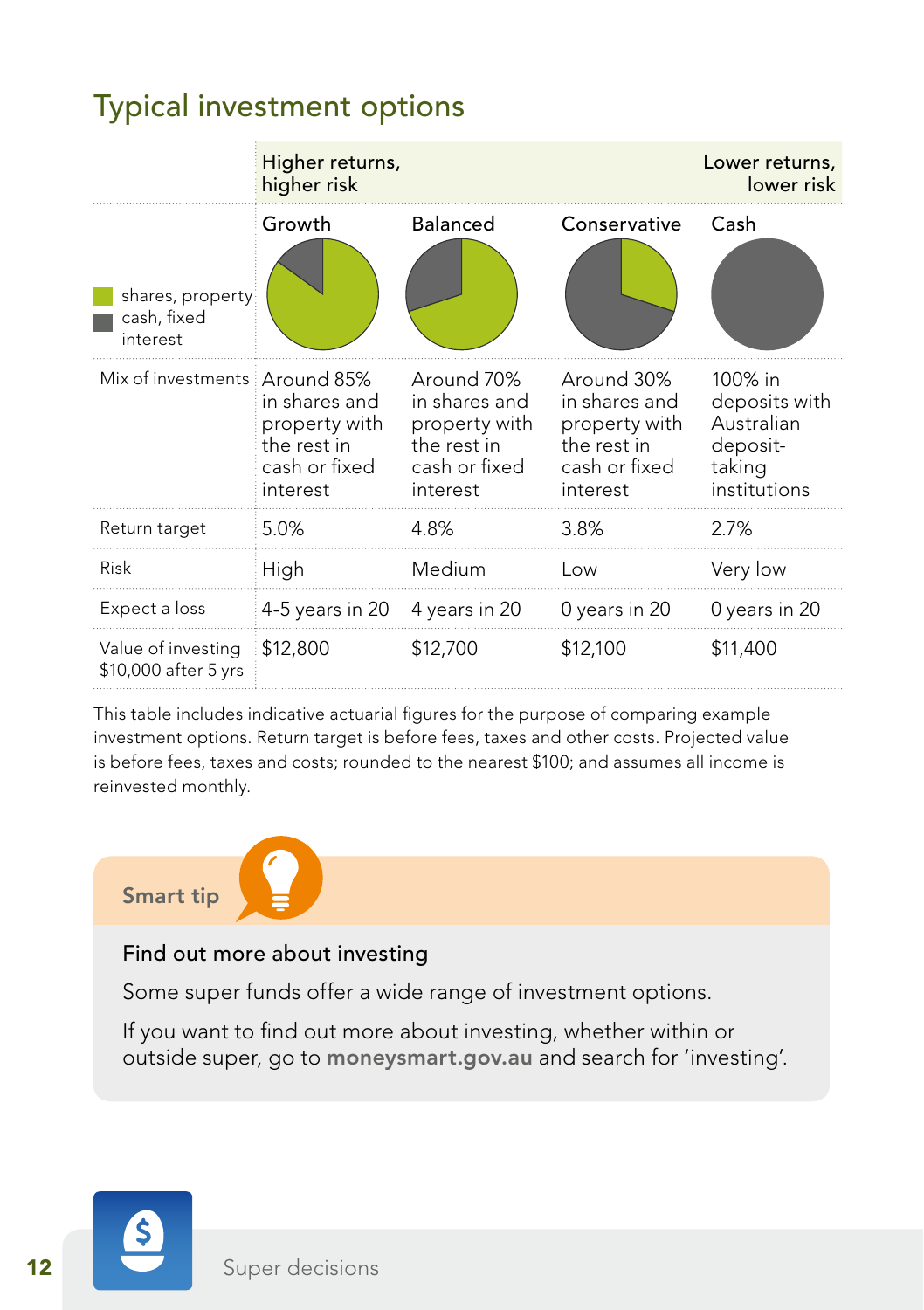## Typical investment options

| | Higher returns, higher risk | | | Lower returns, lower risk |
|---|---|---|---|---|
| ■ shares, property ■ cash, fixed interest | Growth | Balanced | Conservative | Cash |
| Mix of investments | Around 85% in shares and property with the rest in cash or fixed interest | Around 70% in shares and property with the rest in cash or fixed interest | Around 30% in shares and property with the rest in cash or fixed interest | 100% in deposits with Australian deposit-taking institutions |
| Return target | 5.0% | 4.8% | 3.8% | 2.7% |
| Risk | High | Medium | Low | Very low |
| Expect a loss | 4-5 years in 20 | 4 years in 20 | 0 years in 20 | 0 years in 20 |
| Value of investing $10,000 after 5 yrs | $12,800 | $12,700 | $12,100 | $11,400 |

This table includes indicative actuarial figures for the purpose of comparing example investment options. Return target is before fees, taxes and other costs. Projected value is before fees, taxes and costs; rounded to the nearest $100; and assumes all income is reinvested monthly.

**Smart tip**

### Find out more about investing

Some super funds offer a wide range of investment options.

If you want to find out more about investing, whether within or outside super, go to **moneysmart.gov.au** and search for 'investing'.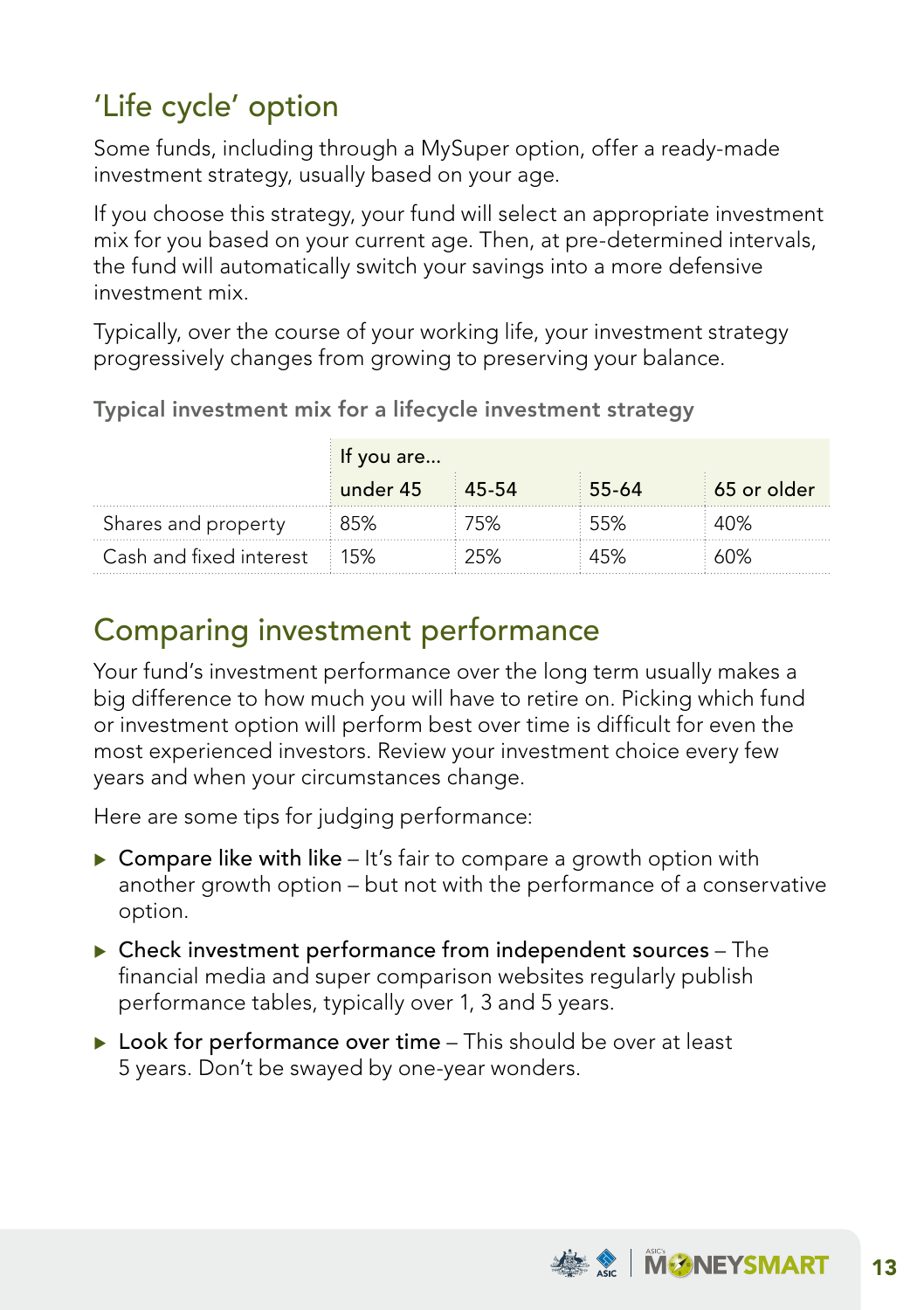## 'Life cycle' option

Some funds, including through a MySuper option, offer a ready-made investment strategy, usually based on your age.

If you choose this strategy, your fund will select an appropriate investment mix for you based on your current age. Then, at pre-determined intervals, the fund will automatically switch your savings into a more defensive investment mix.

Typically, over the course of your working life, your investment strategy progressively changes from growing to preserving your balance.

**Typical investment mix for a lifecycle investment strategy**

| | If you are... | | | |
|---|---|---|---|---|
| | under 45 | 45-54 | 55-64 | 65 or older |
| Shares and property | 85% | 75% | 55% | 40% |
| Cash and fixed interest | 15% | 25% | 45% | 60% |

## Comparing investment performance

Your fund's investment performance over the long term usually makes a big difference to how much you will have to retire on. Picking which fund or investment option will perform best over time is difficult for even the most experienced investors. Review your investment choice every few years and when your circumstances change.

Here are some tips for judging performance:

- Compare like with like – It's fair to compare a growth option with another growth option – but not with the performance of a conservative option.
- Check investment performance from independent sources – The financial media and super comparison websites regularly publish performance tables, typically over 1, 3 and 5 years.
- Look for performance over time – This should be over at least 5 years. Don't be swayed by one-year wonders.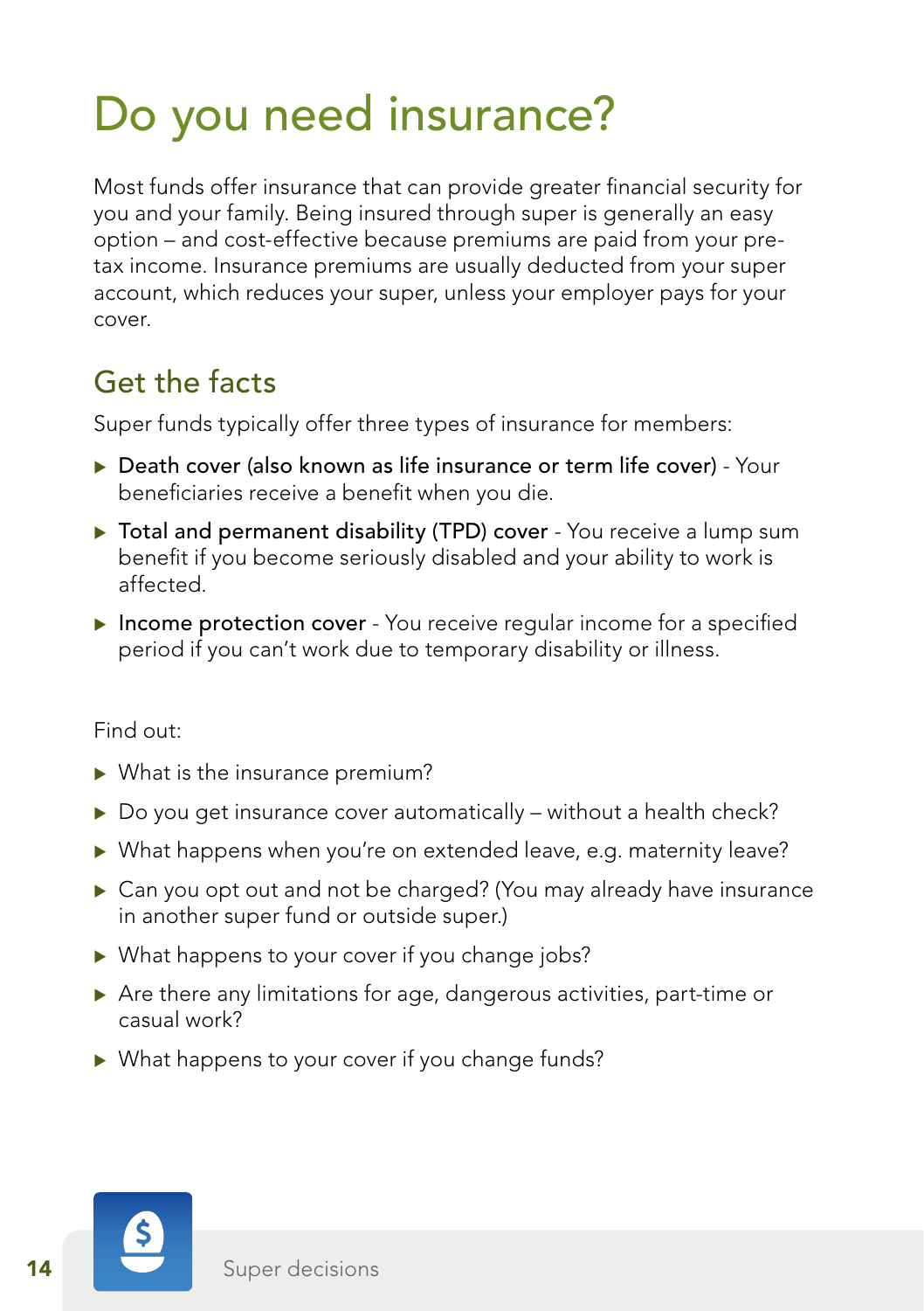# Do you need insurance?

Most funds offer insurance that can provide greater financial security for you and your family. Being insured through super is generally an easy option – and cost-effective because premiums are paid from your pre-tax income. Insurance premiums are usually deducted from your super account, which reduces your super, unless your employer pays for your cover.

## Get the facts

Super funds typically offer three types of insurance for members:

- **Death cover (also known as life insurance or term life cover)** - Your beneficiaries receive a benefit when you die.
- **Total and permanent disability (TPD) cover** - You receive a lump sum benefit if you become seriously disabled and your ability to work is affected.
- **Income protection cover** - You receive regular income for a specified period if you can't work due to temporary disability or illness.

Find out:

- What is the insurance premium?
- Do you get insurance cover automatically – without a health check?
- What happens when you're on extended leave, e.g. maternity leave?
- Can you opt out and not be charged? (You may already have insurance in another super fund or outside super.)
- What happens to your cover if you change jobs?
- Are there any limitations for age, dangerous activities, part-time or casual work?
- What happens to your cover if you change funds?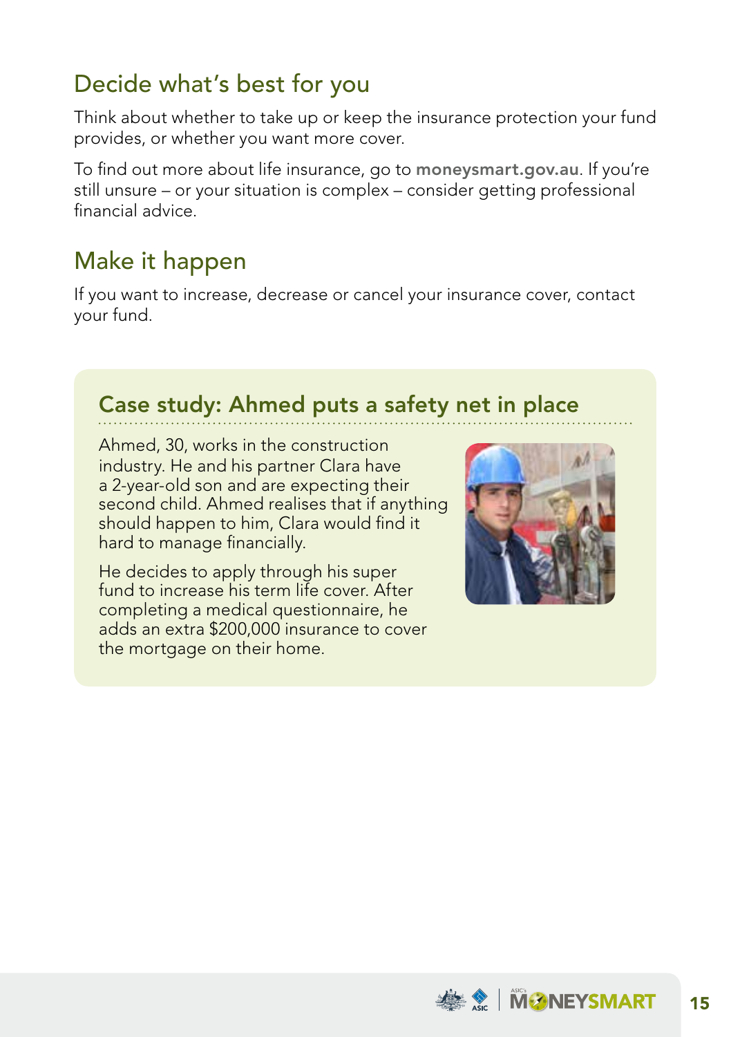## Decide what's best for you

Think about whether to take up or keep the insurance protection your fund provides, or whether you want more cover.

To find out more about life insurance, go to **moneysmart.gov.au**. If you're still unsure – or your situation is complex – consider getting professional financial advice.

## Make it happen

If you want to increase, decrease or cancel your insurance cover, contact your fund.

### Case study: Ahmed puts a safety net in place

Ahmed, 30, works in the construction industry. He and his partner Clara have a 2-year-old son and are expecting their second child. Ahmed realises that if anything should happen to him, Clara would find it hard to manage financially.

He decides to apply through his super fund to increase his term life cover. After completing a medical questionnaire, he adds an extra $200,000 insurance to cover the mortgage on their home.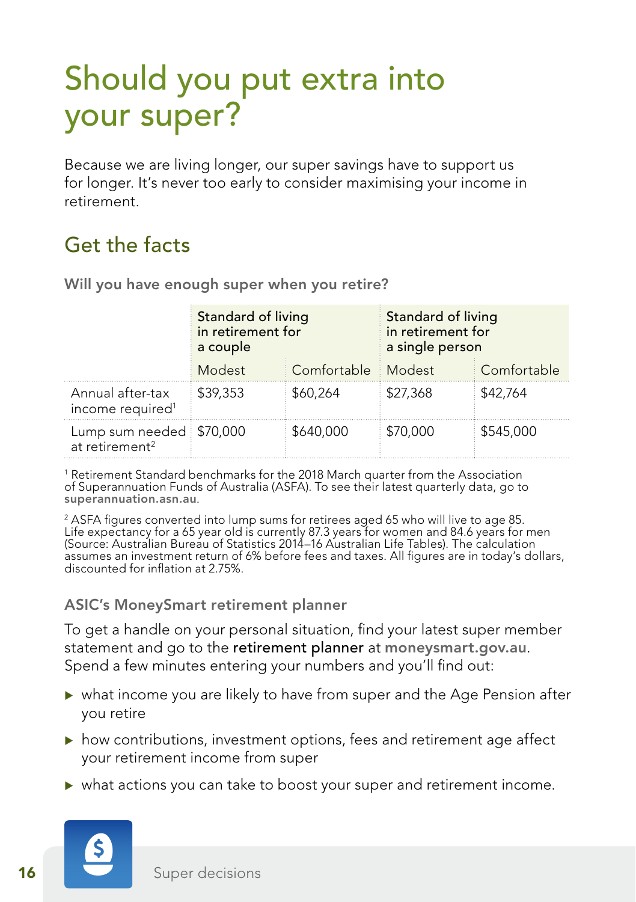# Should you put extra into your super?

Because we are living longer, our super savings have to support us for longer. It's never too early to consider maximising your income in retirement.

## Get the facts

### Will you have enough super when you retire?

| | Standard of living in retirement for a couple | | Standard of living in retirement for a single person | |
|---|---|---|---|---|
| | Modest | Comfortable | Modest | Comfortable |
| Annual after-tax income required[1] | $39,353 | $60,264 | $27,368 | $42,764 |
| Lump sum needed at retirement[2] | $70,000 | $640,000 | $70,000 | $545,000 |

[1] Retirement Standard benchmarks for the 2018 March quarter from the Association of Superannuation Funds of Australia (ASFA). To see their latest quarterly data, go to **superannuation.asn.au**.

[2] ASFA figures converted into lump sums for retirees aged 65 who will live to age 85. Life expectancy for a 65 year old is currently 87.3 years for women and 84.6 years for men (Source: Australian Bureau of Statistics 2014–16 Australian Life Tables). The calculation assumes an investment return of 6% before fees and taxes. All figures are in today's dollars, discounted for inflation at 2.75%.

### ASIC's MoneySmart retirement planner

To get a handle on your personal situation, find your latest super member statement and go to the **retirement planner** at **moneysmart.gov.au**. Spend a few minutes entering your numbers and you'll find out:

- what income you are likely to have from super and the Age Pension after you retire
- how contributions, investment options, fees and retirement age affect your retirement income from super
- what actions you can take to boost your super and retirement income.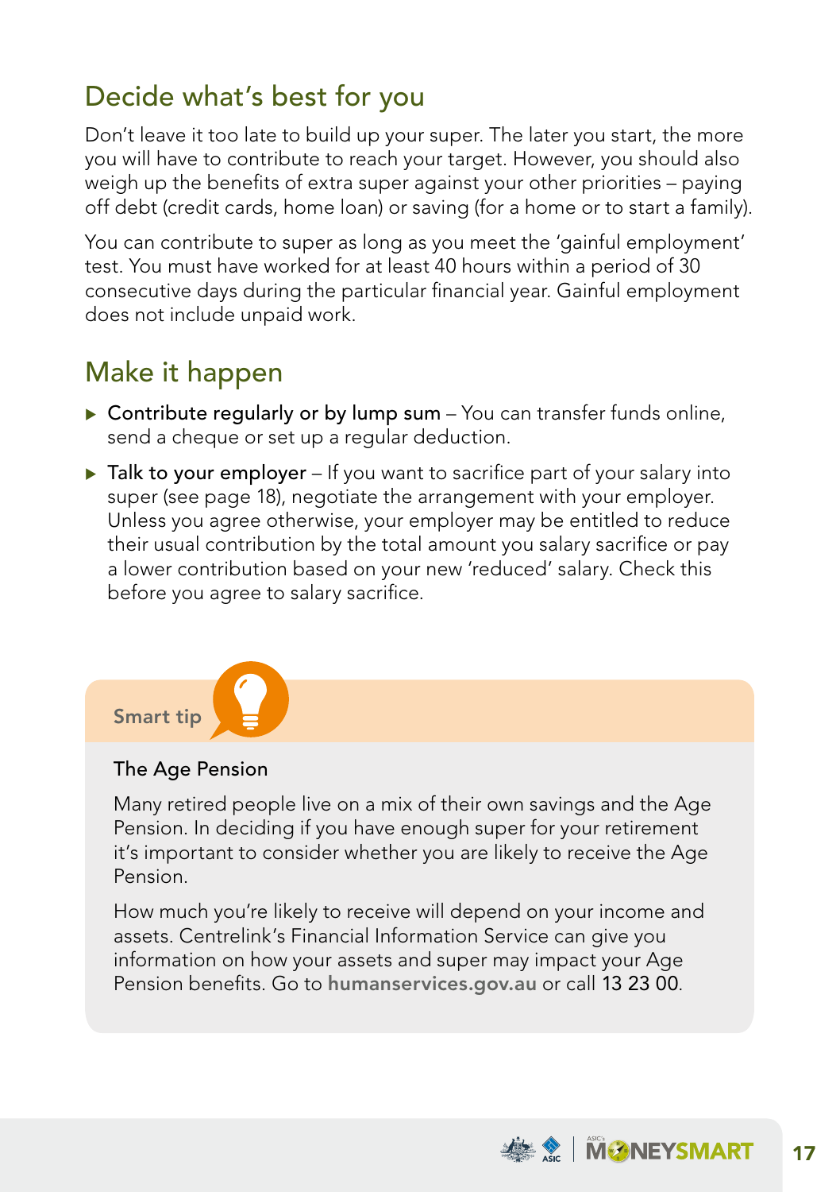## Decide what's best for you

Don't leave it too late to build up your super. The later you start, the more you will have to contribute to reach your target. However, you should also weigh up the benefits of extra super against your other priorities – paying off debt (credit cards, home loan) or saving (for a home or to start a family).

You can contribute to super as long as you meet the 'gainful employment' test. You must have worked for at least 40 hours within a period of 30 consecutive days during the particular financial year. Gainful employment does not include unpaid work.

## Make it happen

- **Contribute regularly or by lump sum** – You can transfer funds online, send a cheque or set up a regular deduction.
- **Talk to your employer** – If you want to sacrifice part of your salary into super (see page 18), negotiate the arrangement with your employer. Unless you agree otherwise, your employer may be entitled to reduce their usual contribution by the total amount you salary sacrifice or pay a lower contribution based on your new 'reduced' salary. Check this before you agree to salary sacrifice.

**Smart tip**

**The Age Pension**

Many retired people live on a mix of their own savings and the Age Pension. In deciding if you have enough super for your retirement it's important to consider whether you are likely to receive the Age Pension.

How much you're likely to receive will depend on your income and assets. Centrelink's Financial Information Service can give you information on how your assets and super may impact your Age Pension benefits. Go to **humanservices.gov.au** or call 13 23 00.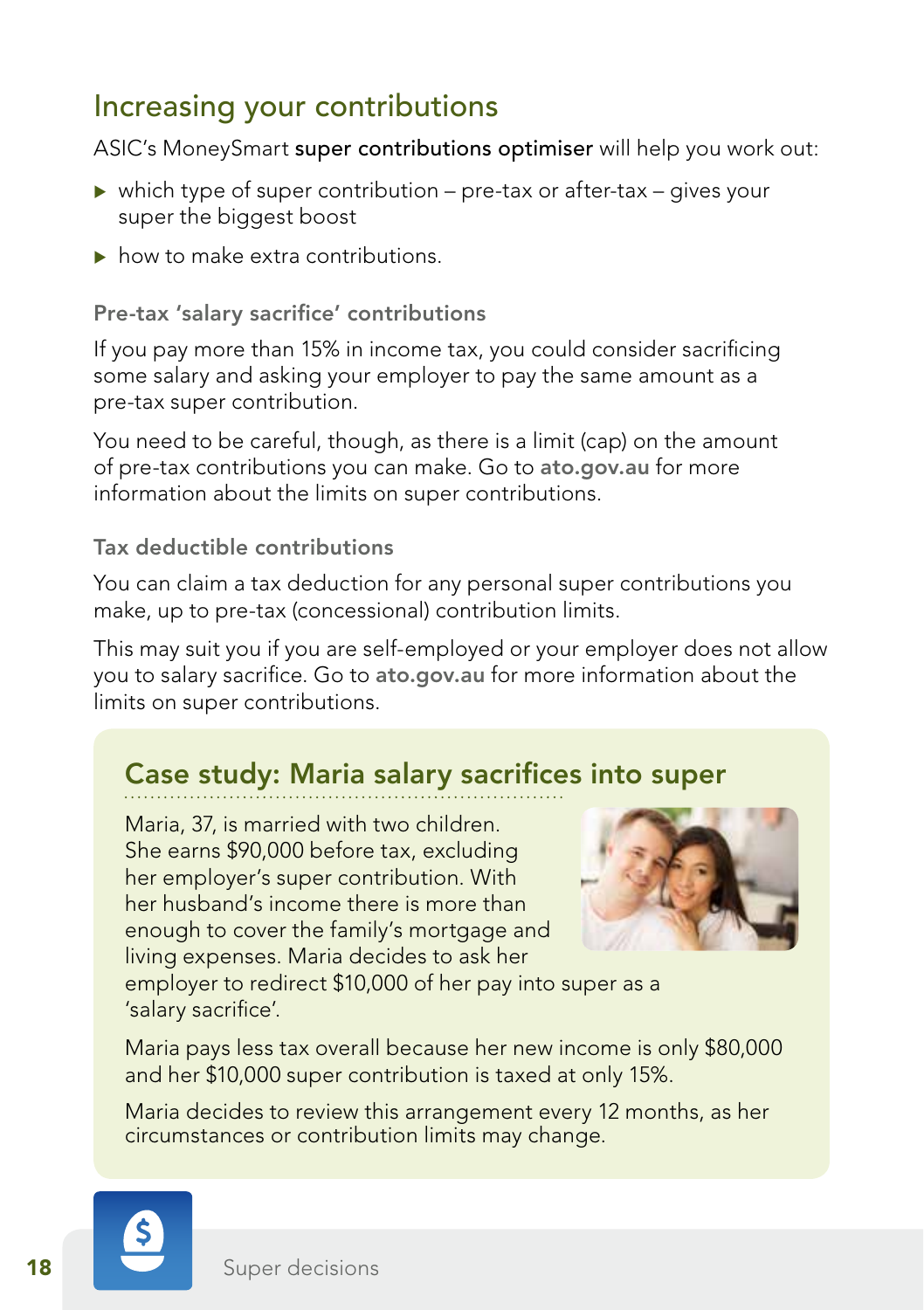## Increasing your contributions

ASIC's MoneySmart **super contributions optimiser** will help you work out:

- which type of super contribution – pre-tax or after-tax – gives your super the biggest boost
- how to make extra contributions.

### Pre-tax 'salary sacrifice' contributions

If you pay more than 15% in income tax, you could consider sacrificing some salary and asking your employer to pay the same amount as a pre-tax super contribution.

You need to be careful, though, as there is a limit (cap) on the amount of pre-tax contributions you can make. Go to **ato.gov.au** for more information about the limits on super contributions.

### Tax deductible contributions

You can claim a tax deduction for any personal super contributions you make, up to pre-tax (concessional) contribution limits.

This may suit you if you are self-employed or your employer does not allow you to salary sacrifice. Go to **ato.gov.au** for more information about the limits on super contributions.

### Case study: Maria salary sacrifices into super

Maria, 37, is married with two children. She earns $90,000 before tax, excluding her employer's super contribution. With her husband's income there is more than enough to cover the family's mortgage and living expenses. Maria decides to ask her employer to redirect $10,000 of her pay into super as a 'salary sacrifice'.

Maria pays less tax overall because her new income is only $80,000 and her $10,000 super contribution is taxed at only 15%.

Maria decides to review this arrangement every 12 months, as her circumstances or contribution limits may change.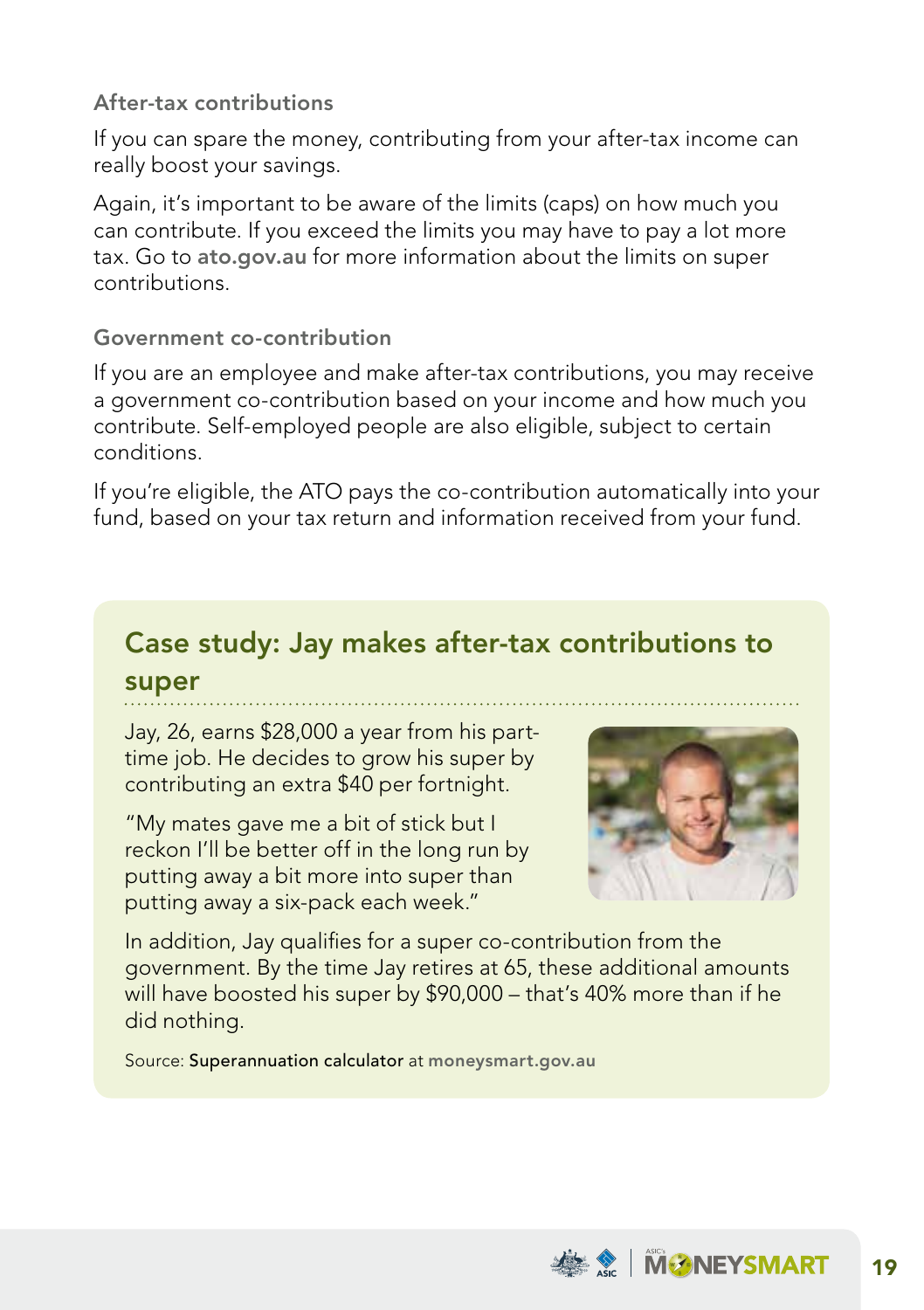### After-tax contributions

If you can spare the money, contributing from your after-tax income can really boost your savings.

Again, it's important to be aware of the limits (caps) on how much you can contribute. If you exceed the limits you may have to pay a lot more tax. Go to **ato.gov.au** for more information about the limits on super contributions.

### Government co-contribution

If you are an employee and make after-tax contributions, you may receive a government co-contribution based on your income and how much you contribute. Self-employed people are also eligible, subject to certain conditions.

If you're eligible, the ATO pays the co-contribution automatically into your fund, based on your tax return and information received from your fund.

## Case study: Jay makes after-tax contributions to super

Jay, 26, earns $28,000 a year from his part-time job. He decides to grow his super by contributing an extra $40 per fortnight.

"My mates gave me a bit of stick but I reckon I'll be better off in the long run by putting away a bit more into super than putting away a six-pack each week."

In addition, Jay qualifies for a super co-contribution from the government. By the time Jay retires at 65, these additional amounts will have boosted his super by $90,000 – that's 40% more than if he did nothing.

Source: Superannuation calculator at **moneysmart.gov.au**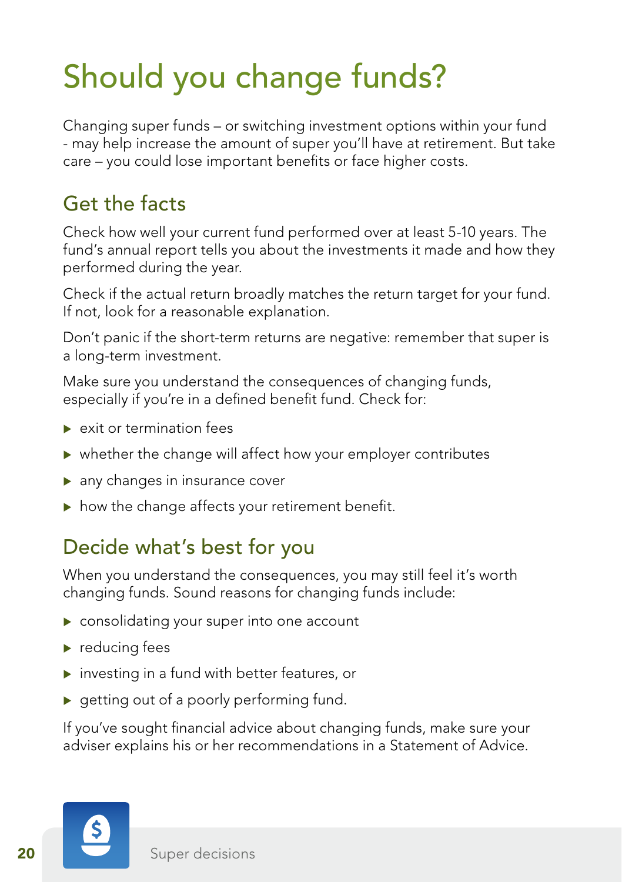# Should you change funds?

Changing super funds – or switching investment options within your fund - may help increase the amount of super you'll have at retirement. But take care – you could lose important benefits or face higher costs.

## Get the facts

Check how well your current fund performed over at least 5-10 years. The fund's annual report tells you about the investments it made and how they performed during the year.

Check if the actual return broadly matches the return target for your fund. If not, look for a reasonable explanation.

Don't panic if the short-term returns are negative: remember that super is a long-term investment.

Make sure you understand the consequences of changing funds, especially if you're in a defined benefit fund. Check for:

- exit or termination fees
- whether the change will affect how your employer contributes
- any changes in insurance cover
- how the change affects your retirement benefit.

## Decide what's best for you

When you understand the consequences, you may still feel it's worth changing funds. Sound reasons for changing funds include:

- consolidating your super into one account
- reducing fees
- investing in a fund with better features, or
- getting out of a poorly performing fund.

If you've sought financial advice about changing funds, make sure your adviser explains his or her recommendations in a Statement of Advice.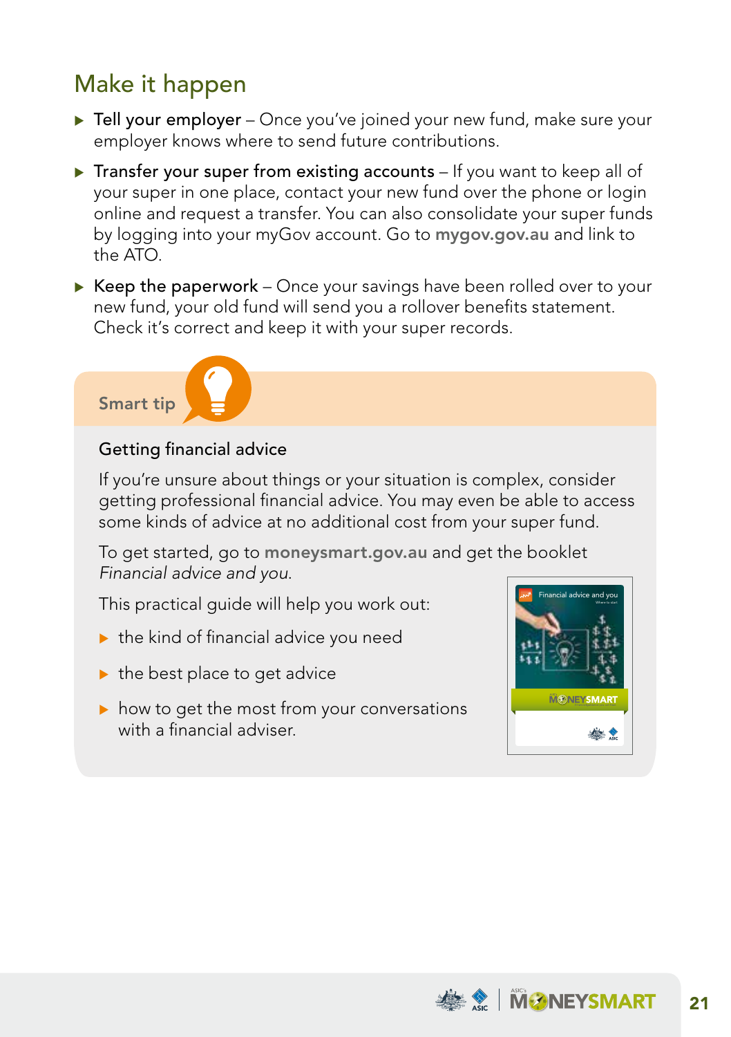## Make it happen

- **Tell your employer** – Once you've joined your new fund, make sure your employer knows where to send future contributions.
- **Transfer your super from existing accounts** – If you want to keep all of your super in one place, contact your new fund over the phone or login online and request a transfer. You can also consolidate your super funds by logging into your myGov account. Go to **mygov.gov.au** and link to the ATO.
- **Keep the paperwork** – Once your savings have been rolled over to your new fund, your old fund will send you a rollover benefits statement. Check it's correct and keep it with your super records.

**Smart tip**

### Getting financial advice

If you're unsure about things or your situation is complex, consider getting professional financial advice. You may even be able to access some kinds of advice at no additional cost from your super fund.

To get started, go to **moneysmart.gov.au** and get the booklet *Financial advice and you.*

This practical guide will help you work out:

- the kind of financial advice you need
- the best place to get advice
- how to get the most from your conversations with a financial adviser.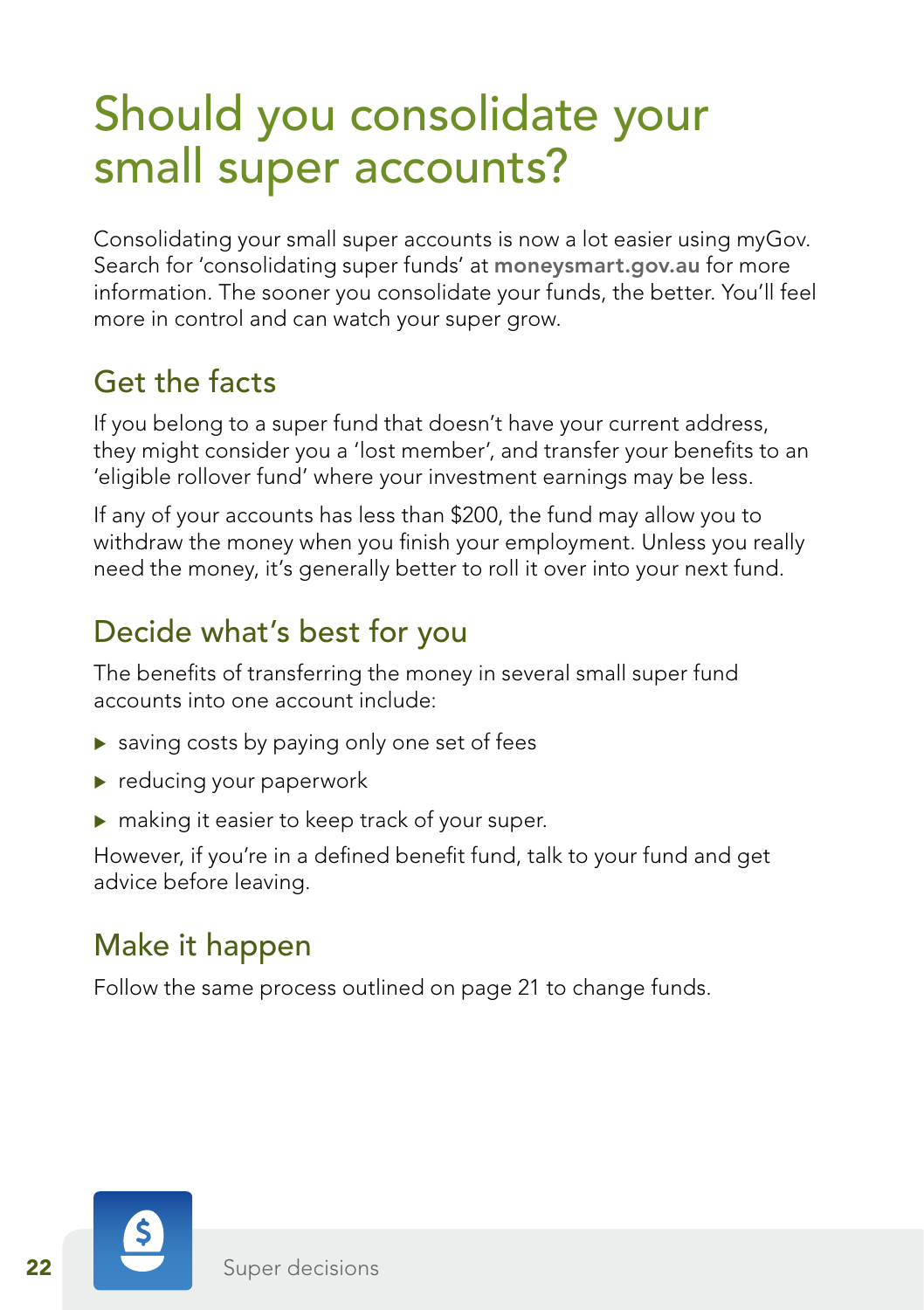# Should you consolidate your small super accounts?

Consolidating your small super accounts is now a lot easier using myGov. Search for 'consolidating super funds' at **moneysmart.gov.au** for more information. The sooner you consolidate your funds, the better. You'll feel more in control and can watch your super grow.

## Get the facts

If you belong to a super fund that doesn't have your current address, they might consider you a 'lost member', and transfer your benefits to an 'eligible rollover fund' where your investment earnings may be less.

If any of your accounts has less than $200, the fund may allow you to withdraw the money when you finish your employment. Unless you really need the money, it's generally better to roll it over into your next fund.

## Decide what's best for you

The benefits of transferring the money in several small super fund accounts into one account include:

- saving costs by paying only one set of fees
- reducing your paperwork
- making it easier to keep track of your super.

However, if you're in a defined benefit fund, talk to your fund and get advice before leaving.

## Make it happen

Follow the same process outlined on page 21 to change funds.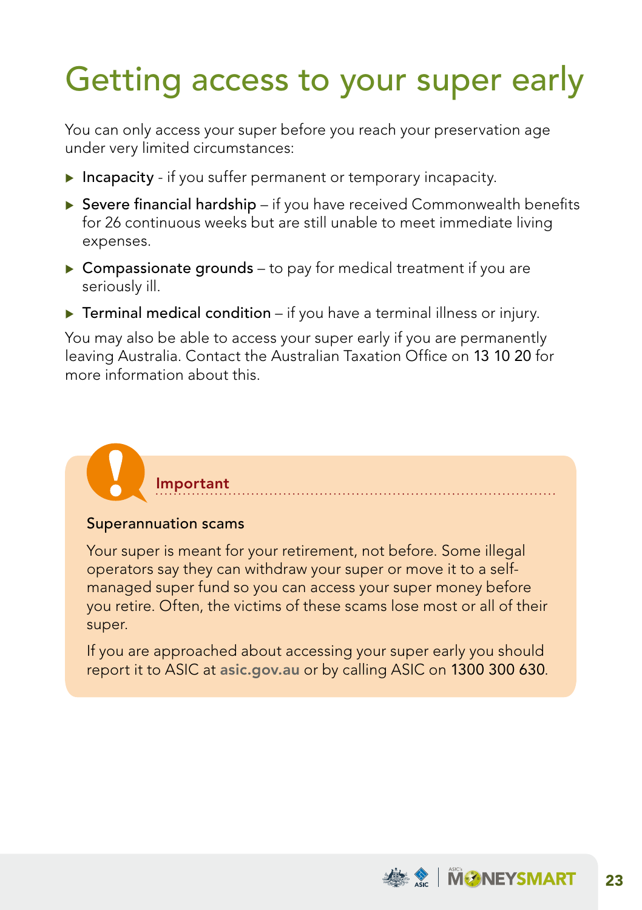# Getting access to your super early

You can only access your super before you reach your preservation age under very limited circumstances:

- **Incapacity** - if you suffer permanent or temporary incapacity.
- **Severe financial hardship** – if you have received Commonwealth benefits for 26 continuous weeks but are still unable to meet immediate living expenses.
- **Compassionate grounds** – to pay for medical treatment if you are seriously ill.
- **Terminal medical condition** – if you have a terminal illness or injury.

You may also be able to access your super early if you are permanently leaving Australia. Contact the Australian Taxation Office on **13 10 20** for more information about this.

> **Important**
>
> **Superannuation scams**
>
> Your super is meant for your retirement, not before. Some illegal operators say they can withdraw your super or move it to a self-managed super fund so you can access your super money before you retire. Often, the victims of these scams lose most or all of their super.
>
> If you are approached about accessing your super early you should report it to ASIC at **asic.gov.au** or by calling ASIC on **1300 300 630**.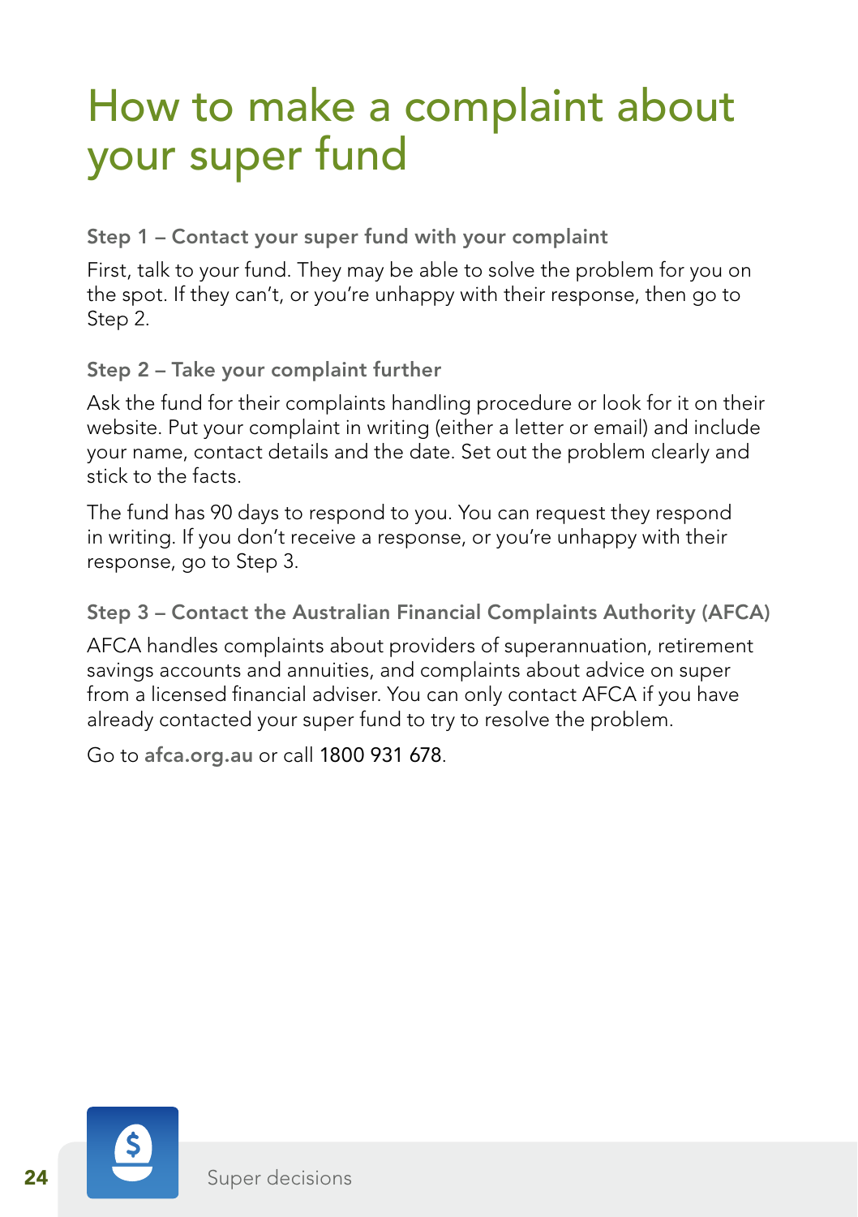# How to make a complaint about your super fund

### Step 1 – Contact your super fund with your complaint

First, talk to your fund. They may be able to solve the problem for you on the spot. If they can't, or you're unhappy with their response, then go to Step 2.

### Step 2 – Take your complaint further

Ask the fund for their complaints handling procedure or look for it on their website. Put your complaint in writing (either a letter or email) and include your name, contact details and the date. Set out the problem clearly and stick to the facts.

The fund has 90 days to respond to you. You can request they respond in writing. If you don't receive a response, or you're unhappy with their response, go to Step 3.

### Step 3 – Contact the Australian Financial Complaints Authority (AFCA)

AFCA handles complaints about providers of superannuation, retirement savings accounts and annuities, and complaints about advice on super from a licensed financial adviser. You can only contact AFCA if you have already contacted your super fund to try to resolve the problem.

Go to **afca.org.au** or call 1800 931 678.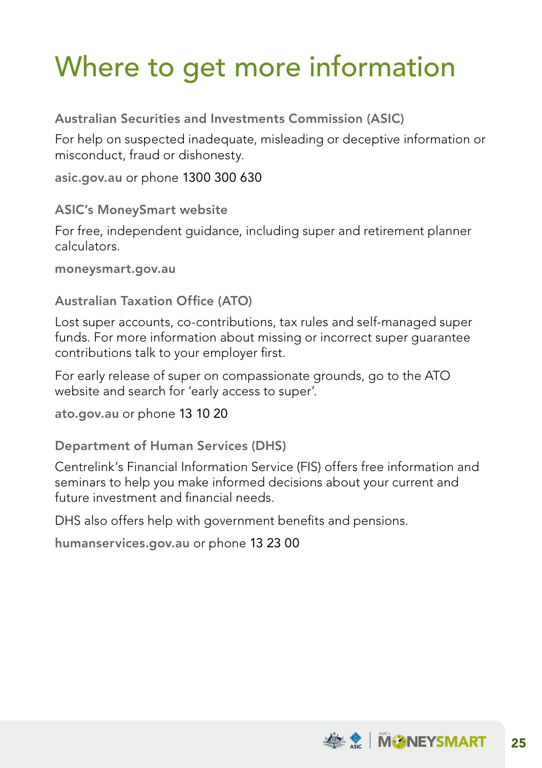# Where to get more information

### Australian Securities and Investments Commission (ASIC)

For help on suspected inadequate, misleading or deceptive information or misconduct, fraud or dishonesty.

**asic.gov.au** or phone 1300 300 630

### ASIC's MoneySmart website

For free, independent guidance, including super and retirement planner calculators.

**moneysmart.gov.au**

### Australian Taxation Office (ATO)

Lost super accounts, co-contributions, tax rules and self-managed super funds. For more information about missing or incorrect super guarantee contributions talk to your employer first.

For early release of super on compassionate grounds, go to the ATO website and search for 'early access to super'.

**ato.gov.au** or phone 13 10 20

### Department of Human Services (DHS)

Centrelink's Financial Information Service (FIS) offers free information and seminars to help you make informed decisions about your current and future investment and financial needs.

DHS also offers help with government benefits and pensions.

**humanservices.gov.au** or phone 13 23 00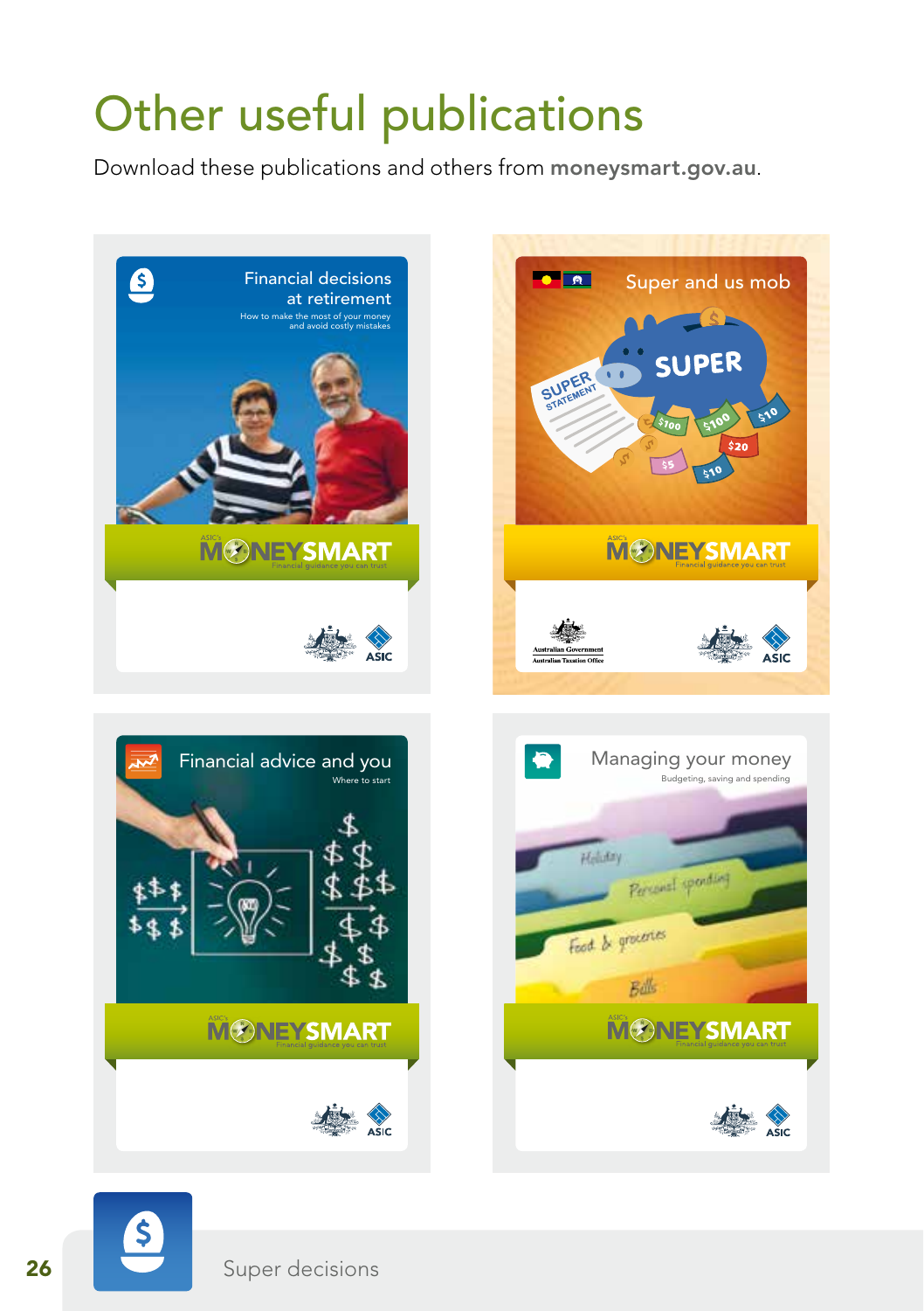# Other useful publications

Download these publications and others from **moneysmart.gov.au**.

Financial decisions at retirement
How to make the most of your money and avoid costly mistakes

Super and us mob

Financial advice and you
Where to start

Managing your money
Budgeting, saving and spending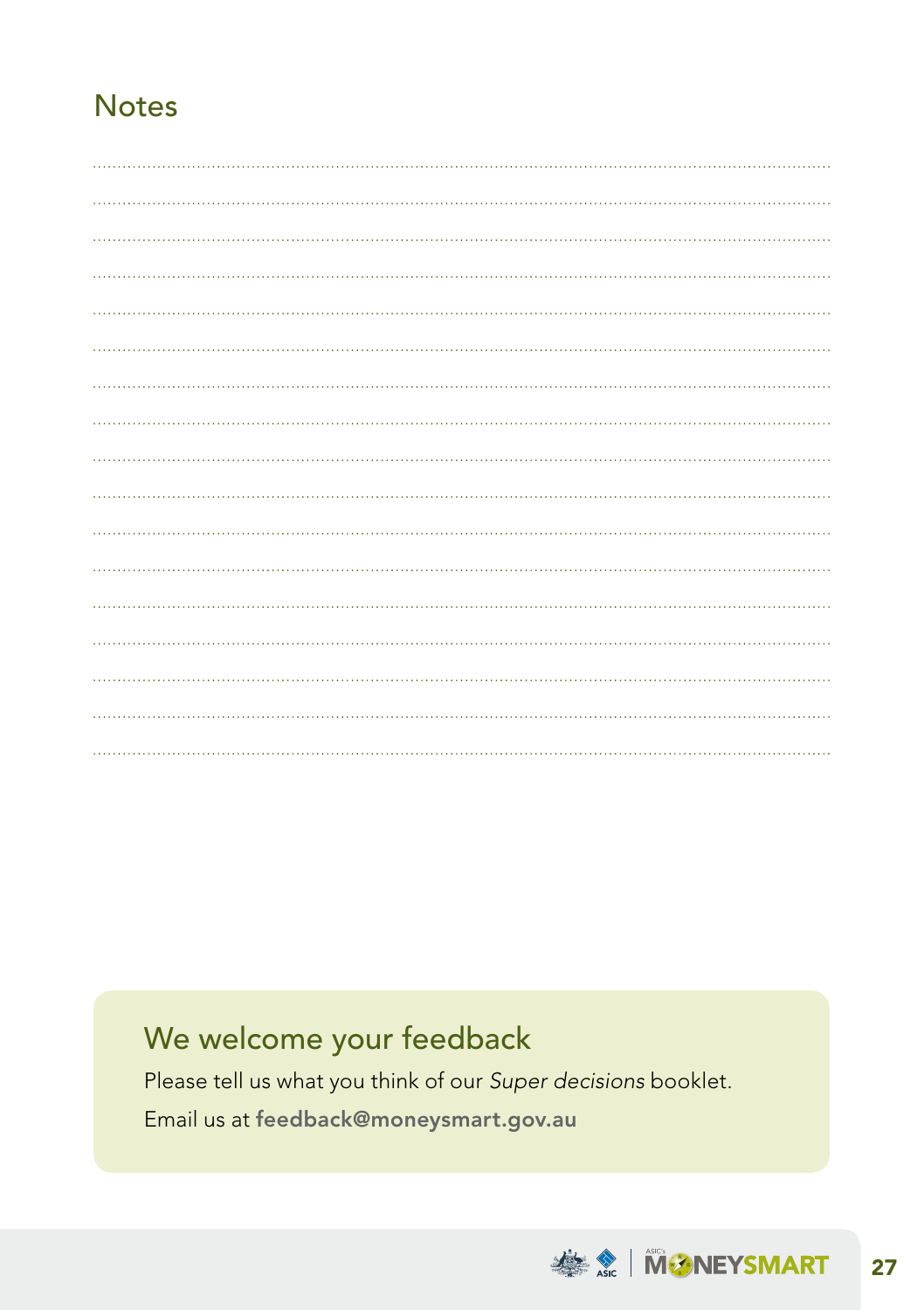## Notes

## We welcome your feedback

Please tell us what you think of our *Super decisions* booklet.

Email us at **feedback@moneysmart.gov.au**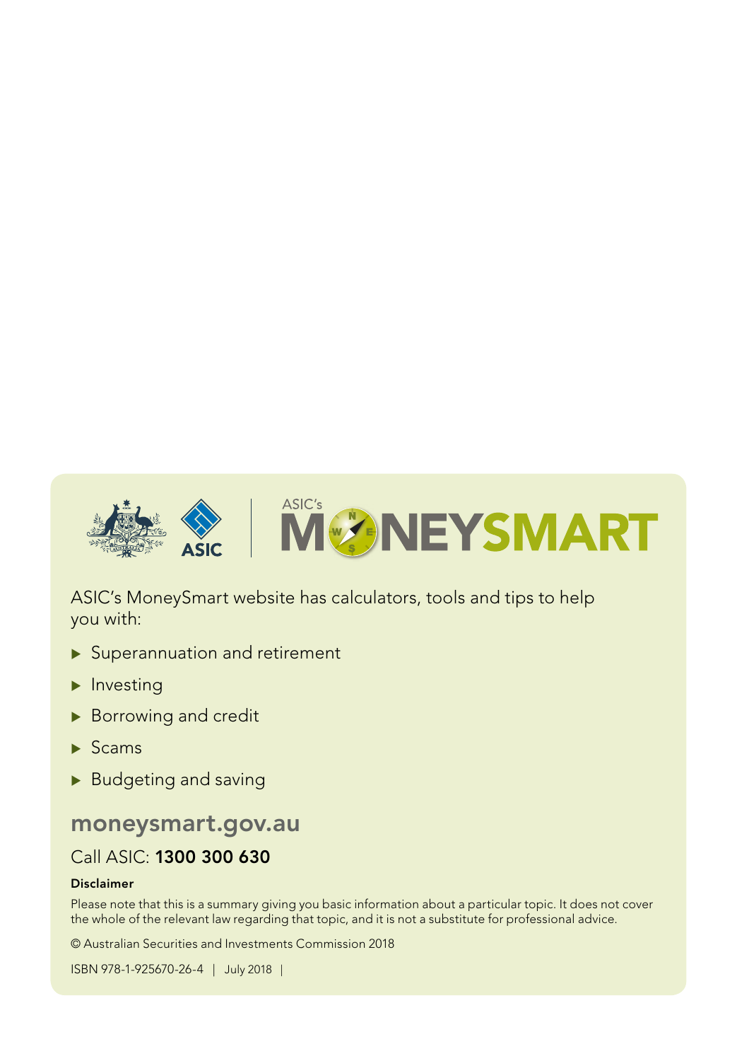ASIC's MoneySmart website has calculators, tools and tips to help you with:

- Superannuation and retirement
- Investing
- Borrowing and credit
- Scams
- Budgeting and saving

**moneysmart.gov.au**

Call ASIC: **1300 300 630**

**Disclaimer**

Please note that this is a summary giving you basic information about a particular topic. It does not cover the whole of the relevant law regarding that topic, and it is not a substitute for professional advice.

© Australian Securities and Investments Commission 2018

ISBN 978-1-925670-26-4 | July 2018 |